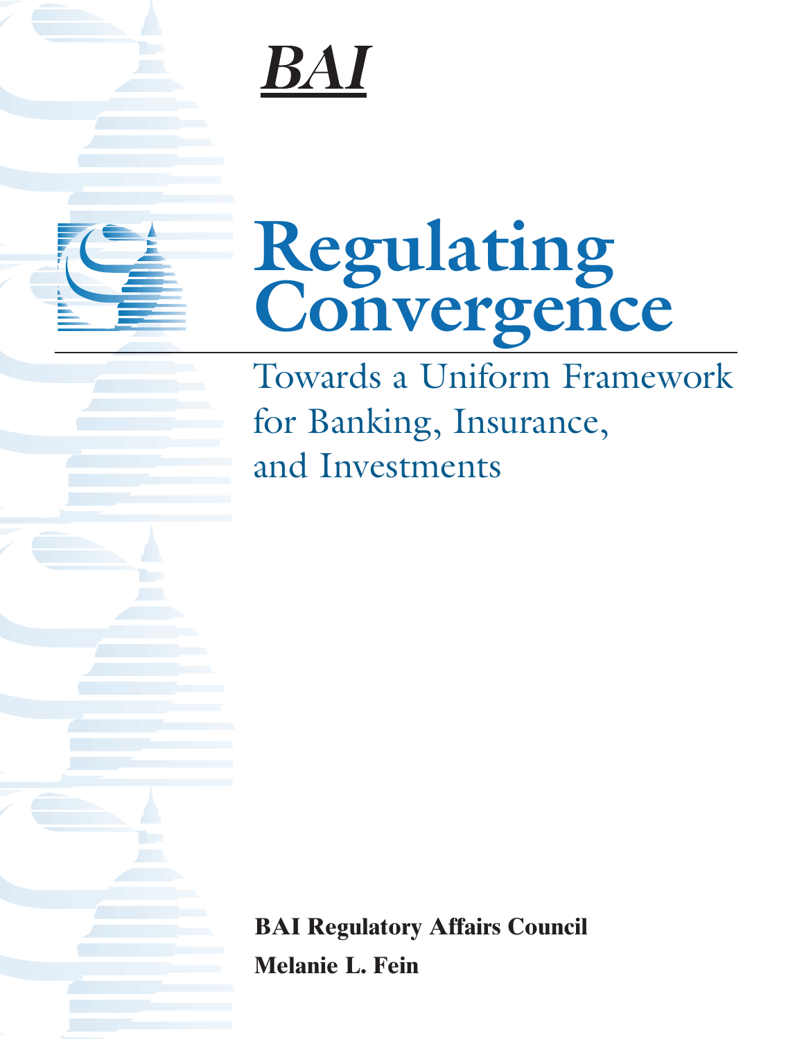*BAI*

# Regulating Convergence

## Towards a Uniform Framework for Banking, Insurance, and Investments

**BAI Regulatory Affairs Council**

**Melanie L. Fein**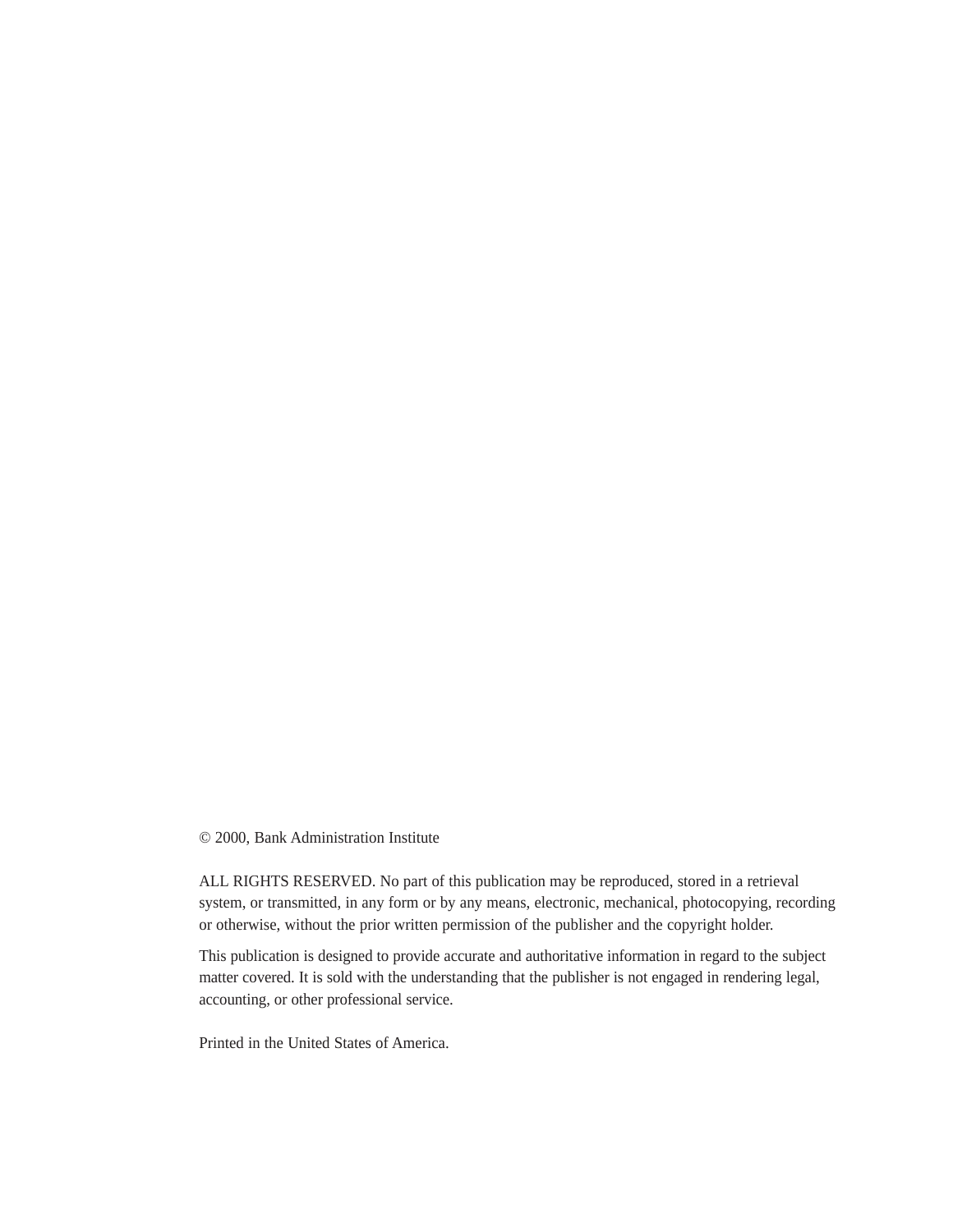© 2000, Bank Administration Institute

ALL RIGHTS RESERVED. No part of this publication may be reproduced, stored in a retrieval system, or transmitted, in any form or by any means, electronic, mechanical, photocopying, recording or otherwise, without the prior written permission of the publisher and the copyright holder.

This publication is designed to provide accurate and authoritative information in regard to the subject matter covered. It is sold with the understanding that the publisher is not engaged in rendering legal, accounting, or other professional service.

Printed in the United States of America.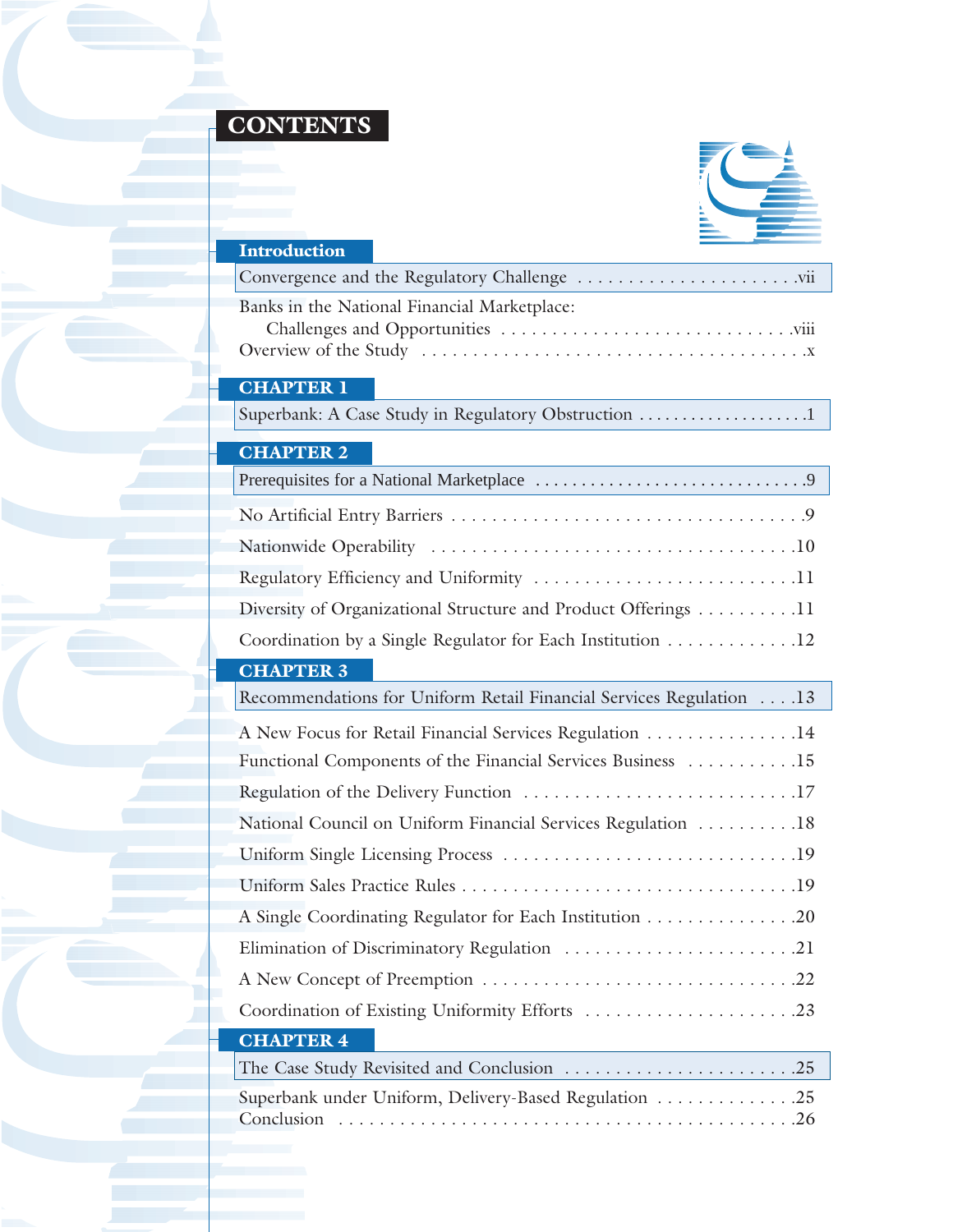# CONTENTS

## Introduction

Convergence and the Regulatory Challenge . . . . . . . . . . . . . . . . . . . . . .vii

Banks in the National Financial Marketplace:
Challenges and Opportunities . . . . . . . . . . . . . . . . . . . . . . . . . . . . .viii

Overview of the Study . . . . . . . . . . . . . . . . . . . . . . . . . . . . . . . . . . . .x

## CHAPTER 1

Superbank: A Case Study in Regulatory Obstruction . . . . . . . . . . . . . . . . . . .1

## CHAPTER 2

Prerequisites for a National Marketplace . . . . . . . . . . . . . . . . . . . . . . . . . . . .9

No Artificial Entry Barriers . . . . . . . . . . . . . . . . . . . . . . . . . . . . . . . . . . .9

Nationwide Operability . . . . . . . . . . . . . . . . . . . . . . . . . . . . . . . . . . . .10

Regulatory Efficiency and Uniformity . . . . . . . . . . . . . . . . . . . . . . . . . .11

Diversity of Organizational Structure and Product Offerings . . . . . . . . . .11

Coordination by a Single Regulator for Each Institution . . . . . . . . . . . . .12

## CHAPTER 3

Recommendations for Uniform Retail Financial Services Regulation . . . .13

A New Focus for Retail Financial Services Regulation . . . . . . . . . . . . . . .14

Functional Components of the Financial Services Business . . . . . . . . . . .15

Regulation of the Delivery Function . . . . . . . . . . . . . . . . . . . . . . . . . . .17

National Council on Uniform Financial Services Regulation . . . . . . . . . .18

Uniform Single Licensing Process . . . . . . . . . . . . . . . . . . . . . . . . . . . . .19

Uniform Sales Practice Rules . . . . . . . . . . . . . . . . . . . . . . . . . . . . . . . . .19

A Single Coordinating Regulator for Each Institution . . . . . . . . . . . . . . .20

Elimination of Discriminatory Regulation . . . . . . . . . . . . . . . . . . . . . . .21

A New Concept of Preemption . . . . . . . . . . . . . . . . . . . . . . . . . . . . . . .22

Coordination of Existing Uniformity Efforts . . . . . . . . . . . . . . . . . . . . .23

## CHAPTER 4

The Case Study Revisited and Conclusion . . . . . . . . . . . . . . . . . . . . . . . .25

Superbank under Uniform, Delivery-Based Regulation . . . . . . . . . . . . . .25

Conclusion . . . . . . . . . . . . . . . . . . . . . . . . . . . . . . . . . . . . . . . . . . . . . .26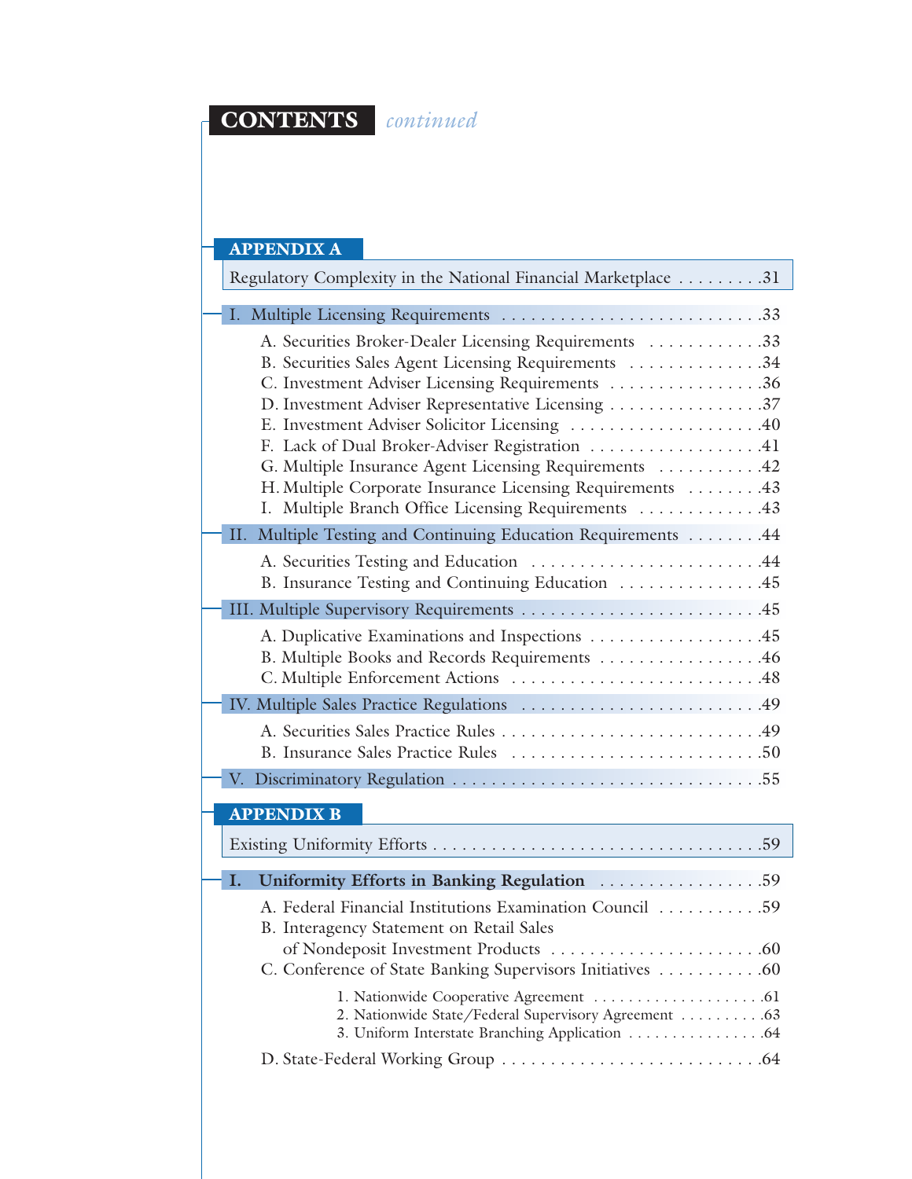# CONTENTS *continued*

## APPENDIX A

Regulatory Complexity in the National Financial Marketplace . . . . . . . . . .31

I. Multiple Licensing Requirements . . . . . . . . . . . . . . . . . . . . . . . . . . .33

- A. Securities Broker-Dealer Licensing Requirements . . . . . . . . . . . .33
- B. Securities Sales Agent Licensing Requirements . . . . . . . . . . . . . .34
- C. Investment Adviser Licensing Requirements . . . . . . . . . . . . . . . .36
- D. Investment Adviser Representative Licensing . . . . . . . . . . . . . . . .37
- E. Investment Adviser Solicitor Licensing . . . . . . . . . . . . . . . . . . . .40
- F. Lack of Dual Broker-Adviser Registration . . . . . . . . . . . . . . . . . .41
- G. Multiple Insurance Agent Licensing Requirements . . . . . . . . . . .42
- H. Multiple Corporate Insurance Licensing Requirements . . . . . . . .43
- I. Multiple Branch Office Licensing Requirements . . . . . . . . . . . . .43

II. Multiple Testing and Continuing Education Requirements . . . . . . . .44

- A. Securities Testing and Education . . . . . . . . . . . . . . . . . . . . . . . .44
- B. Insurance Testing and Continuing Education . . . . . . . . . . . . . . .45

III. Multiple Supervisory Requirements . . . . . . . . . . . . . . . . . . . . . . . . .45

- A. Duplicative Examinations and Inspections . . . . . . . . . . . . . . . . . .45
- B. Multiple Books and Records Requirements . . . . . . . . . . . . . . . . .46
- C. Multiple Enforcement Actions . . . . . . . . . . . . . . . . . . . . . . . . . .48

IV. Multiple Sales Practice Regulations . . . . . . . . . . . . . . . . . . . . . . . . .49

- A. Securities Sales Practice Rules . . . . . . . . . . . . . . . . . . . . . . . . . . .49
- B. Insurance Sales Practice Rules . . . . . . . . . . . . . . . . . . . . . . . . . .50

V. Discriminatory Regulation . . . . . . . . . . . . . . . . . . . . . . . . . . . . . . . .55

## APPENDIX B

Existing Uniformity Efforts . . . . . . . . . . . . . . . . . . . . . . . . . . . . . . . . . .59

**I. Uniformity Efforts in Banking Regulation** . . . . . . . . . . . . . . . . . .59

- A. Federal Financial Institutions Examination Council . . . . . . . . . . .59
- B. Interagency Statement on Retail Sales of Nondeposit Investment Products . . . . . . . . . . . . . . . . . . . . . .60
- C. Conference of State Banking Supervisors Initiatives . . . . . . . . . . .60
    1. Nationwide Cooperative Agreement . . . . . . . . . . . . . . . . . . . .61
    2. Nationwide State/Federal Supervisory Agreement . . . . . . . . . .63
    3. Uniform Interstate Branching Application . . . . . . . . . . . . . . . .64
- D. State-Federal Working Group . . . . . . . . . . . . . . . . . . . . . . . . . . .64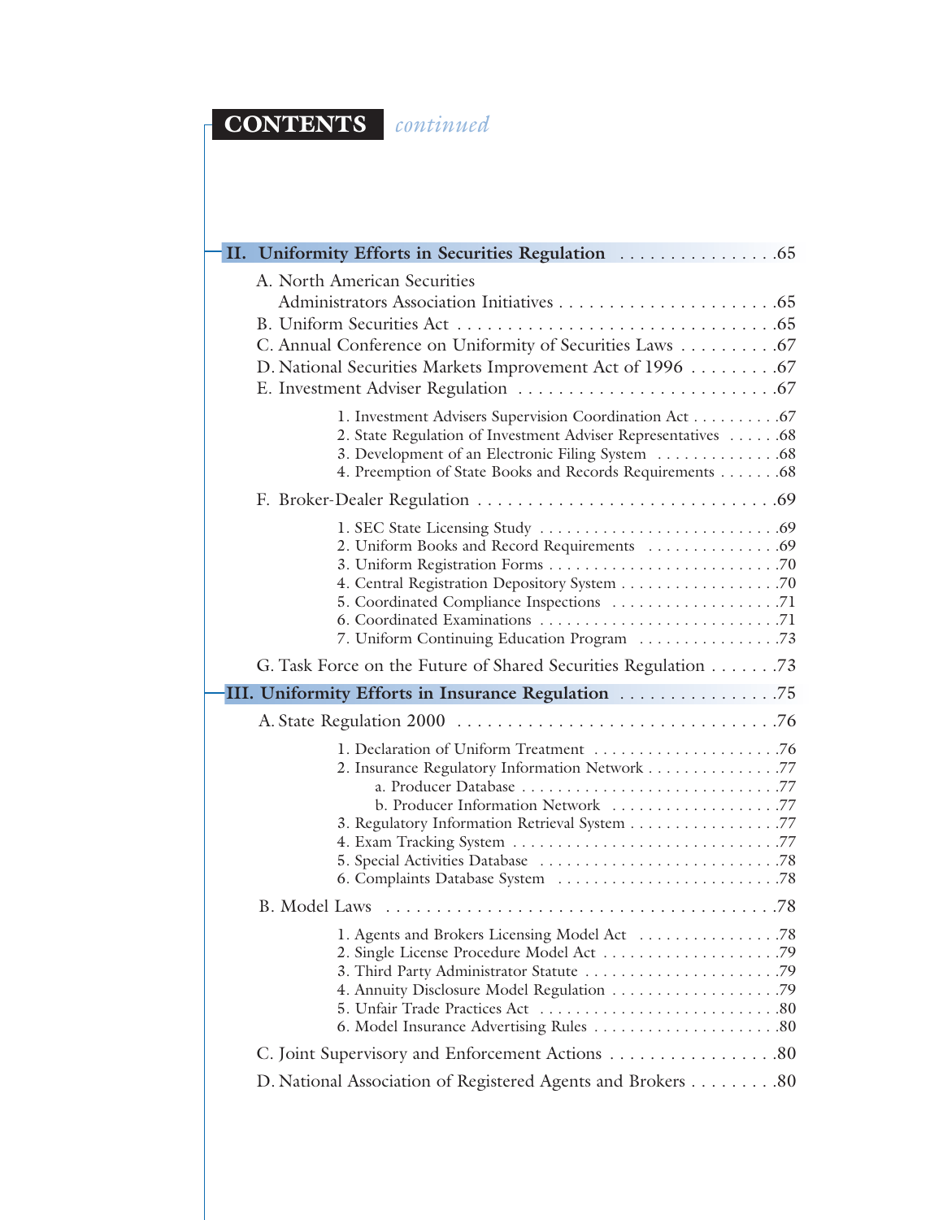# CONTENTS *continued*

**II. Uniformity Efforts in Securities Regulation** . . . . . . . . . . . . . . . .65

A. North American Securities Administrators Association Initiatives . . . . . . . . . . . . . . . . . . . . . .65

B. Uniform Securities Act . . . . . . . . . . . . . . . . . . . . . . . . . . . . . . . .65

C. Annual Conference on Uniformity of Securities Laws . . . . . . . . . .67

D. National Securities Markets Improvement Act of 1996 . . . . . . . . .67

E. Investment Adviser Regulation . . . . . . . . . . . . . . . . . . . . . . . . . .67

1. Investment Advisers Supervision Coordination Act . . . . . . . . . .67
2. State Regulation of Investment Adviser Representatives . . . . . .68
3. Development of an Electronic Filing System . . . . . . . . . . . . . .68
4. Preemption of State Books and Records Requirements . . . . . . .68

F. Broker-Dealer Regulation . . . . . . . . . . . . . . . . . . . . . . . . . . . . . .69

1. SEC State Licensing Study . . . . . . . . . . . . . . . . . . . . . . . . . . .69
2. Uniform Books and Record Requirements . . . . . . . . . . . . . . .69
3. Uniform Registration Forms . . . . . . . . . . . . . . . . . . . . . . . . . .70
4. Central Registration Depository System . . . . . . . . . . . . . . . . . .70
5. Coordinated Compliance Inspections . . . . . . . . . . . . . . . . . . .71
6. Coordinated Examinations . . . . . . . . . . . . . . . . . . . . . . . . . . .71
7. Uniform Continuing Education Program . . . . . . . . . . . . . . . .73

G. Task Force on the Future of Shared Securities Regulation . . . . . . .73

**III. Uniformity Efforts in Insurance Regulation** . . . . . . . . . . . . . . . .75

A. State Regulation 2000 . . . . . . . . . . . . . . . . . . . . . . . . . . . . . . . .76

1. Declaration of Uniform Treatment . . . . . . . . . . . . . . . . . . . . .76
2. Insurance Regulatory Information Network . . . . . . . . . . . . . . .77
   a. Producer Database . . . . . . . . . . . . . . . . . . . . . . . . . . . . .77
   b. Producer Information Network . . . . . . . . . . . . . . . . . . . .77
3. Regulatory Information Retrieval System . . . . . . . . . . . . . . . . .77
4. Exam Tracking System . . . . . . . . . . . . . . . . . . . . . . . . . . . . . .77
5. Special Activities Database . . . . . . . . . . . . . . . . . . . . . . . . . . .78
6. Complaints Database System . . . . . . . . . . . . . . . . . . . . . . . . .78

B. Model Laws . . . . . . . . . . . . . . . . . . . . . . . . . . . . . . . . . . . . . . .78

1. Agents and Brokers Licensing Model Act . . . . . . . . . . . . . . . .78
2. Single License Procedure Model Act . . . . . . . . . . . . . . . . . . . .79
3. Third Party Administrator Statute . . . . . . . . . . . . . . . . . . . . . .79
4. Annuity Disclosure Model Regulation . . . . . . . . . . . . . . . . . . .79
5. Unfair Trade Practices Act . . . . . . . . . . . . . . . . . . . . . . . . . . .80
6. Model Insurance Advertising Rules . . . . . . . . . . . . . . . . . . . . .80

C. Joint Supervisory and Enforcement Actions . . . . . . . . . . . . . . . . .80

D. National Association of Registered Agents and Brokers . . . . . . . . .80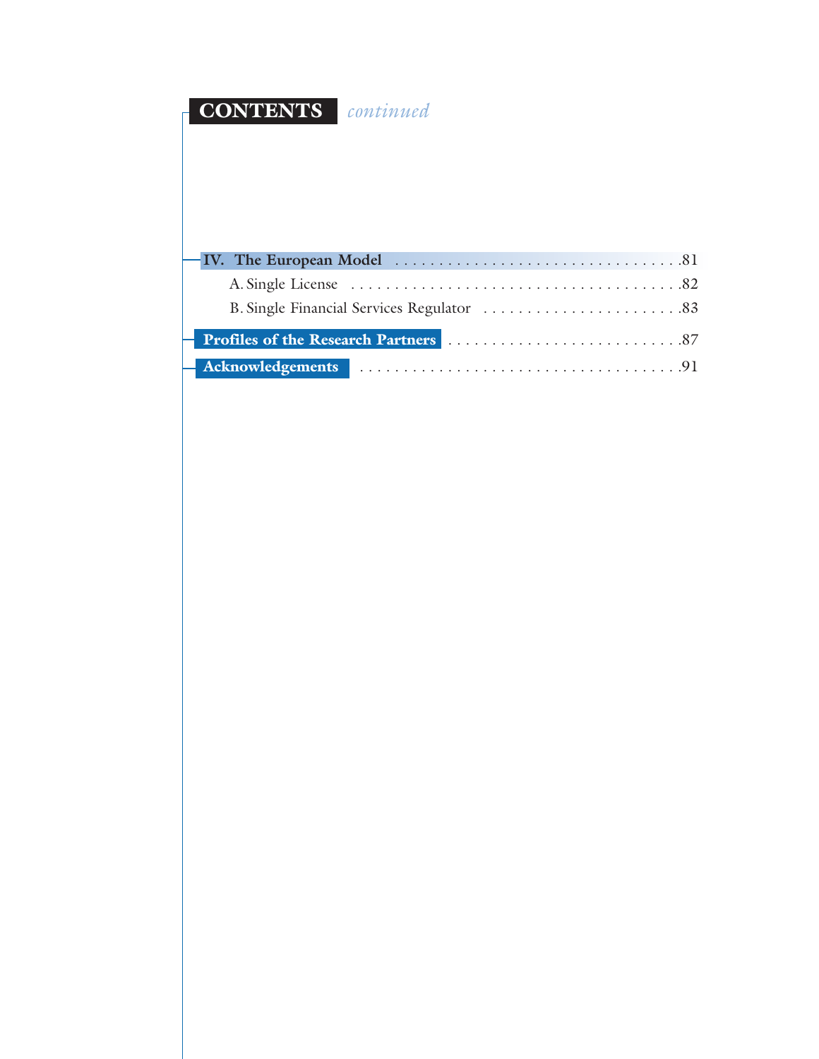# CONTENTS *continued*

**IV. The European Model** . . . . . . . . . . . . . . . . . . . . . . . . . . . . . . . . .81

A. Single License . . . . . . . . . . . . . . . . . . . . . . . . . . . . . . . . . . . . . .82

B. Single Financial Services Regulator . . . . . . . . . . . . . . . . . . . . . . . .83

**Profiles of the Research Partners** . . . . . . . . . . . . . . . . . . . . . . . . . . . .87

**Acknowledgements** . . . . . . . . . . . . . . . . . . . . . . . . . . . . . . . . . . . . . .91